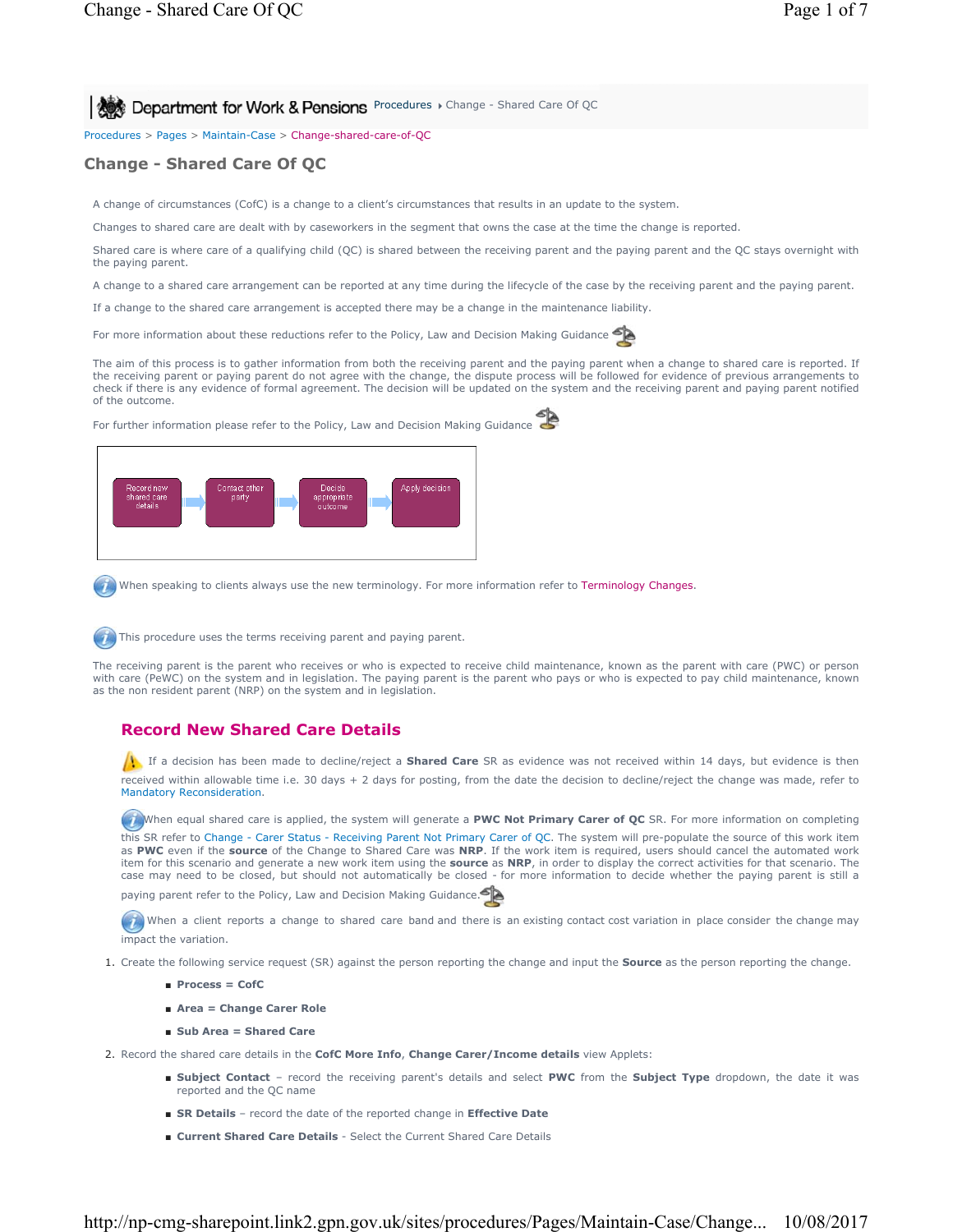Procedures > Pages > Maintain-Case > Change-shared-care-of-QC

# Change - Shared Care Of QC

A change of circumstances (CofC) is a change to a client's circumstances that results in an update to the system.

Changes to shared care are dealt with by caseworkers in the segment that owns the case at the time the change is reported.

Shared care is where care of a qualifying child (QC) is shared between the receiving parent and the paying parent and the QC stays overnight with the paying parent.

A change to a shared care arrangement can be reported at any time during the lifecycle of the case by the receiving parent and the paying parent.

If a change to the shared care arrangement is accepted there may be a change in the maintenance liability.

For more information about these reductions refer to the Policy, Law and Decision Making Guidance

The aim of this process is to gather information from both the receiving parent and the paying parent when a change to shared care is reported. If the receiving parent or paying parent do not agree with the change, the dispute process will be followed for evidence of previous arrangements to check if there is any evidence of formal agreement. The decision will be updated on the system and the receiving parent and paying parent notified of the outcome.

For further information please refer to the Policy, Law and Decision Making Guidance

Record new shared care details → Contact other party → Decide appropriate outcome → Apply decision

When speaking to clients always use the new terminology. For more information refer to Terminology Changes.

This procedure uses the terms receiving parent and paying parent.

The receiving parent is the parent who receives or who is expected to receive child maintenance, known as the parent with care (PWC) or person with care (PeWC) on the system and in legislation. The paying parent is the parent who pays or who is expected to pay child maintenance, known as the non resident parent (NRP) on the system and in legislation.

## Record New Shared Care Details

If a decision has been made to decline/reject a **Shared Care** SR as evidence was not received within 14 days, but evidence is then received within allowable time i.e. 30 days + 2 days for posting, from the date the decision to decline/reject the change was made, refer to Mandatory Reconsideration.

When equal shared care is applied, the system will generate a **PWC Not Primary Carer of QC** SR. For more information on completing this SR refer to Change - Carer Status - Receiving Parent Not Primary Carer of QC. The system will pre-populate the source of this work item as **PWC** even if the **source** of the Change to Shared Care was **NRP**. If the work item is required, users should cancel the automated work item for this scenario and generate a new work item using the **source** as **NRP**, in order to display the correct activities for that scenario. The case may need to be closed, but should not automatically be closed - for more information to decide whether the paying parent is still a paying parent refer to the Policy, Law and Decision Making Guidance.

When a client reports a change to shared care band and there is an existing contact cost variation in place consider the change may impact the variation.

1. Create the following service request (SR) against the person reporting the change and input the **Source** as the person reporting the change.
   - **Process = CofC**
   - **Area = Change Carer Role**
   - **Sub Area = Shared Care**
2. Record the shared care details in the **CofC More Info**, **Change Carer/Income details** view Applets:
   - **Subject Contact** – record the receiving parent's details and select **PWC** from the **Subject Type** dropdown, the date it was reported and the QC name
   - **SR Details** – record the date of the reported change in **Effective Date**
   - **Current Shared Care Details** - Select the Current Shared Care Details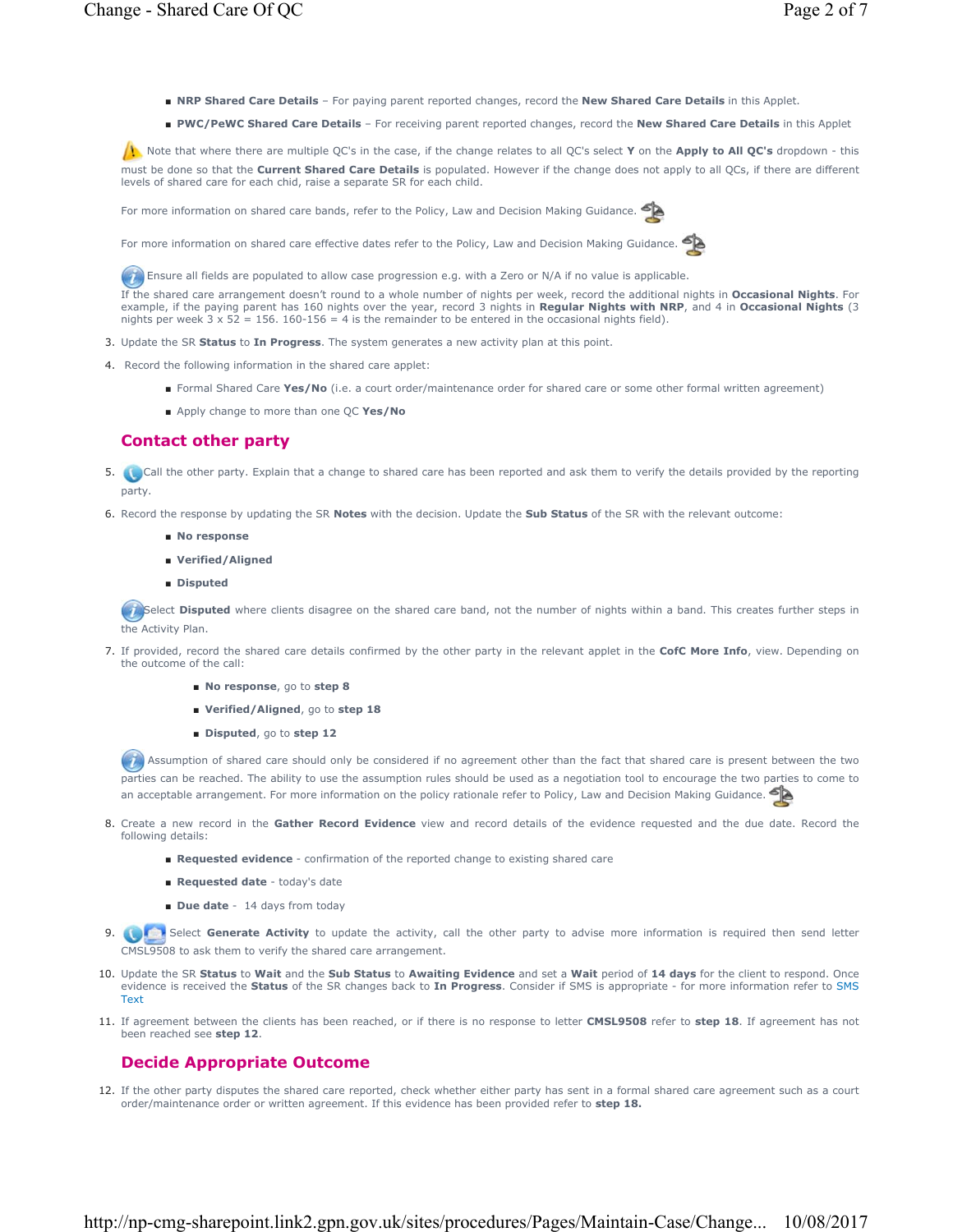- **NRP Shared Care Details** – For paying parent reported changes, record the **New Shared Care Details** in this Applet.
- **PWC/PeWC Shared Care Details** – For receiving parent reported changes, record the **New Shared Care Details** in this Applet

Note that where there are multiple QC's in the case, if the change relates to all QC's select **Y** on the **Apply to All QC's** dropdown - this must be done so that the **Current Shared Care Details** is populated. However if the change does not apply to all QCs, if there are different levels of shared care for each chid, raise a separate SR for each child.

For more information on shared care bands, refer to the Policy, Law and Decision Making Guidance.

For more information on shared care effective dates refer to the Policy, Law and Decision Making Guidance.

Ensure all fields are populated to allow case progression e.g. with a Zero or N/A if no value is applicable.

If the shared care arrangement doesn't round to a whole number of nights per week, record the additional nights in **Occasional Nights**. For example, if the paying parent has 160 nights over the year, record 3 nights in **Regular Nights with NRP**, and 4 in **Occasional Nights** (3 nights per week 3 x 52 = 156. 160-156 = 4 is the remainder to be entered in the occasional nights field).

3. Update the SR **Status** to **In Progress**. The system generates a new activity plan at this point.
4. Record the following information in the shared care applet:
   - Formal Shared Care **Yes/No** (i.e. a court order/maintenance order for shared care or some other formal written agreement)
   - Apply change to more than one QC **Yes/No**

## Contact other party

5. Call the other party. Explain that a change to shared care has been reported and ask them to verify the details provided by the reporting party.
6. Record the response by updating the SR **Notes** with the decision. Update the **Sub Status** of the SR with the relevant outcome:
   - **No response**
   - **Verified/Aligned**
   - **Disputed**

   Select **Disputed** where clients disagree on the shared care band, not the number of nights within a band. This creates further steps in the Activity Plan.

7. If provided, record the shared care details confirmed by the other party in the relevant applet in the **CofC More Info**, view. Depending on the outcome of the call:
   - **No response**, go to **step 8**
   - **Verified/Aligned**, go to **step 18**
   - **Disputed**, go to **step 12**

   Assumption of shared care should only be considered if no agreement other than the fact that shared care is present between the two parties can be reached. The ability to use the assumption rules should be used as a negotiation tool to encourage the two parties to come to an acceptable arrangement. For more information on the policy rationale refer to Policy, Law and Decision Making Guidance.

8. Create a new record in the **Gather Record Evidence** view and record details of the evidence requested and the due date. Record the following details:
   - **Requested evidence** - confirmation of the reported change to existing shared care
   - **Requested date** - today's date
   - **Due date** - 14 days from today
9. Select **Generate Activity** to update the activity, call the other party to advise more information is required then send letter CMSL9508 to ask them to verify the shared care arrangement.
10. Update the SR **Status** to **Wait** and the **Sub Status** to **Awaiting Evidence** and set a **Wait** period of **14 days** for the client to respond. Once evidence is received the **Status** of the SR changes back to **In Progress**. Consider if SMS is appropriate - for more information refer to SMS Text
11. If agreement between the clients has been reached, or if there is no response to letter **CMSL9508** refer to **step 18**. If agreement has not been reached see **step 12**.

## Decide Appropriate Outcome

12. If the other party disputes the shared care reported, check whether either party has sent in a formal shared care agreement such as a court order/maintenance order or written agreement. If this evidence has been provided refer to **step 18.**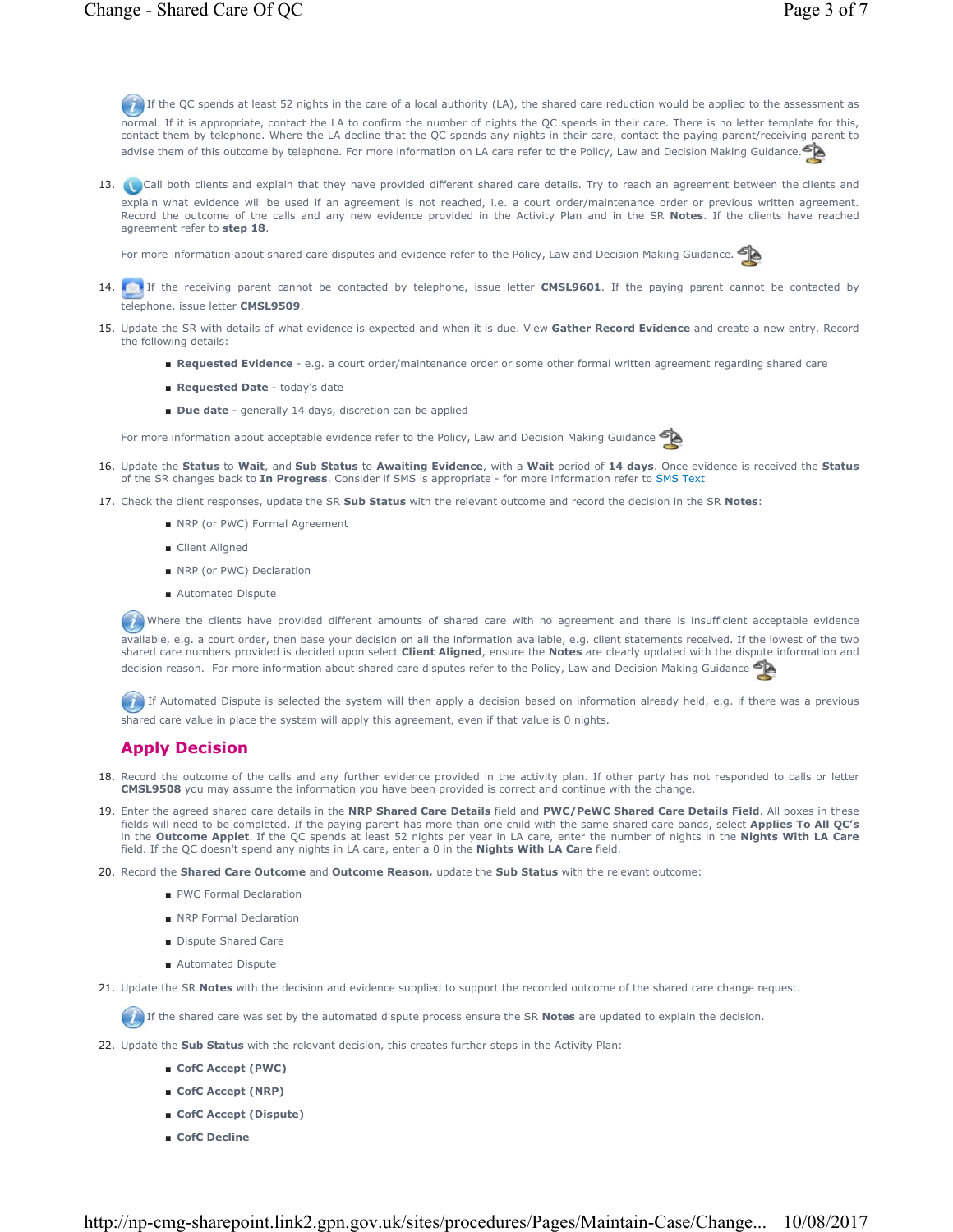If the QC spends at least 52 nights in the care of a local authority (LA), the shared care reduction would be applied to the assessment as normal. If it is appropriate, contact the LA to confirm the number of nights the QC spends in their care. There is no letter template for this, contact them by telephone. Where the LA decline that the QC spends any nights in their care, contact the paying parent/receiving parent to advise them of this outcome by telephone. For more information on LA care refer to the Policy, Law and Decision Making Guidance.

13. Call both clients and explain that they have provided different shared care details. Try to reach an agreement between the clients and explain what evidence will be used if an agreement is not reached, i.e. a court order/maintenance order or previous written agreement. Record the outcome of the calls and any new evidence provided in the Activity Plan and in the SR **Notes**. If the clients have reached agreement refer to **step 18**.

   For more information about shared care disputes and evidence refer to the Policy, Law and Decision Making Guidance.

14. If the receiving parent cannot be contacted by telephone, issue letter **CMSL9601**. If the paying parent cannot be contacted by telephone, issue letter **CMSL9509**.

15. Update the SR with details of what evidence is expected and when it is due. View **Gather Record Evidence** and create a new entry. Record the following details:
   - **Requested Evidence** - e.g. a court order/maintenance order or some other formal written agreement regarding shared care
   - **Requested Date** - today's date
   - **Due date** - generally 14 days, discretion can be applied

   For more information about acceptable evidence refer to the Policy, Law and Decision Making Guidance

16. Update the **Status** to **Wait**, and **Sub Status** to **Awaiting Evidence**, with a **Wait** period of **14 days**. Once evidence is received the **Status** of the SR changes back to **In Progress**. Consider if SMS is appropriate - for more information refer to SMS Text

17. Check the client responses, update the SR **Sub Status** with the relevant outcome and record the decision in the SR **Notes**:
   - NRP (or PWC) Formal Agreement
   - Client Aligned
   - NRP (or PWC) Declaration
   - Automated Dispute

   Where the clients have provided different amounts of shared care with no agreement and there is insufficient acceptable evidence available, e.g. a court order, then base your decision on all the information available, e.g. client statements received. If the lowest of the two shared care numbers provided is decided upon select **Client Aligned**, ensure the **Notes** are clearly updated with the dispute information and decision reason. For more information about shared care disputes refer to the Policy, Law and Decision Making Guidance

   If Automated Dispute is selected the system will then apply a decision based on information already held, e.g. if there was a previous shared care value in place the system will apply this agreement, even if that value is 0 nights.

## Apply Decision

18. Record the outcome of the calls and any further evidence provided in the activity plan. If other party has not responded to calls or letter **CMSL9508** you may assume the information you have been provided is correct and continue with the change.

19. Enter the agreed shared care details in the **NRP Shared Care Details** field and **PWC/PeWC Shared Care Details Field**. All boxes in these fields will need to be completed. If the paying parent has more than one child with the same shared care bands, select **Applies To All QC's** in the **Outcome Applet**. If the QC spends at least 52 nights per year in LA care, enter the number of nights in the **Nights With LA Care** field. If the QC doesn't spend any nights in LA care, enter a 0 in the **Nights With LA Care** field.

20. Record the **Shared Care Outcome** and **Outcome Reason,** update the **Sub Status** with the relevant outcome:
   - PWC Formal Declaration
   - NRP Formal Declaration
   - Dispute Shared Care
   - Automated Dispute

21. Update the SR **Notes** with the decision and evidence supplied to support the recorded outcome of the shared care change request.

   If the shared care was set by the automated dispute process ensure the SR **Notes** are updated to explain the decision.

22. Update the **Sub Status** with the relevant decision, this creates further steps in the Activity Plan:
   - **CofC Accept (PWC)**
   - **CofC Accept (NRP)**
   - **CofC Accept (Dispute)**
   - **CofC Decline**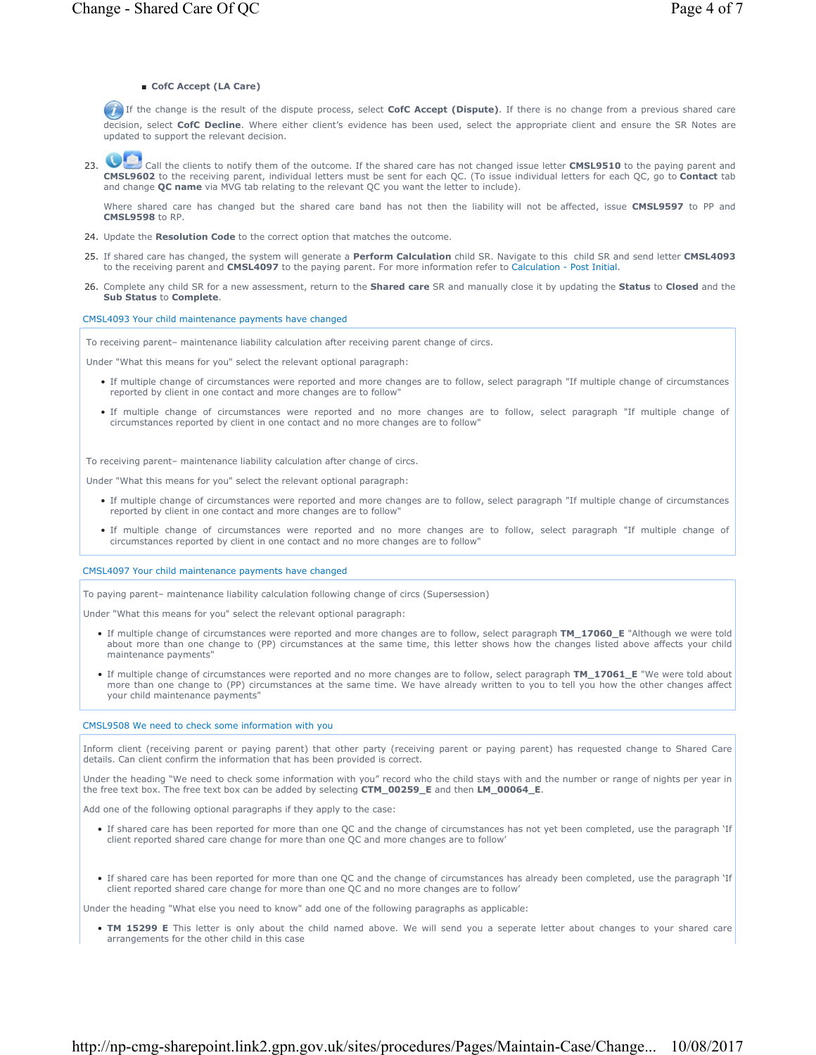- **CofC Accept (LA Care)**

If the change is the result of the dispute process, select **CofC Accept (Dispute)**. If there is no change from a previous shared care decision, select **CofC Decline**. Where either client's evidence has been used, select the appropriate client and ensure the SR Notes are updated to support the relevant decision.

23. Call the clients to notify them of the outcome. If the shared care has not changed issue letter **CMSL9510** to the paying parent and **CMSL9602** to the receiving parent, individual letters must be sent for each QC. (To issue individual letters for each QC, go to **Contact** tab and change **QC name** via MVG tab relating to the relevant QC you want the letter to include).

    Where shared care has changed but the shared care band has not then the liability will not be affected, issue **CMSL9597** to PP and **CMSL9598** to RP.

24. Update the **Resolution Code** to the correct option that matches the outcome.
25. If shared care has changed, the system will generate a **Perform Calculation** child SR. Navigate to this child SR and send letter **CMSL4093** to the receiving parent and **CMSL4097** to the paying parent. For more information refer to Calculation - Post Initial.
26. Complete any child SR for a new assessment, return to the **Shared care** SR and manually close it by updating the **Status** to **Closed** and the **Sub Status** to **Complete**.

CMSL4093 Your child maintenance payments have changed

To receiving parent– maintenance liability calculation after receiving parent change of circs.

Under "What this means for you" select the relevant optional paragraph:

- If multiple change of circumstances were reported and more changes are to follow, select paragraph "If multiple change of circumstances reported by client in one contact and more changes are to follow"
- If multiple change of circumstances were reported and no more changes are to follow, select paragraph "If multiple change of circumstances reported by client in one contact and no more changes are to follow"

To receiving parent– maintenance liability calculation after change of circs.

Under "What this means for you" select the relevant optional paragraph:

- If multiple change of circumstances were reported and more changes are to follow, select paragraph "If multiple change of circumstances reported by client in one contact and more changes are to follow"
- If multiple change of circumstances were reported and no more changes are to follow, select paragraph "If multiple change of circumstances reported by client in one contact and no more changes are to follow"

CMSL4097 Your child maintenance payments have changed

To paying parent– maintenance liability calculation following change of circs (Supersession)

Under "What this means for you" select the relevant optional paragraph:

- If multiple change of circumstances were reported and more changes are to follow, select paragraph **TM_17060_E** "Although we were told about more than one change to (PP) circumstances at the same time, this letter shows how the changes listed above affects your child maintenance payments"
- If multiple change of circumstances were reported and no more changes are to follow, select paragraph **TM_17061_E** "We were told about more than one change to (PP) circumstances at the same time. We have already written to you to tell you how the other changes affect your child maintenance payments"

CMSL9508 We need to check some information with you

Inform client (receiving parent or paying parent) that other party (receiving parent or paying parent) has requested change to Shared Care details. Can client confirm the information that has been provided is correct.

Under the heading "We need to check some information with you" record who the child stays with and the number or range of nights per year in the free text box. The free text box can be added by selecting **CTM_00259_E** and then **LM_00064_E**.

Add one of the following optional paragraphs if they apply to the case:

- If shared care has been reported for more than one QC and the change of circumstances has not yet been completed, use the paragraph 'If client reported shared care change for more than one QC and more changes are to follow'
- If shared care has been reported for more than one QC and the change of circumstances has already been completed, use the paragraph 'If client reported shared care change for more than one QC and no more changes are to follow'

Under the heading "What else you need to know" add one of the following paragraphs as applicable:

- **TM 15299 E** This letter is only about the child named above. We will send you a seperate letter about changes to your shared care arrangements for the other child in this case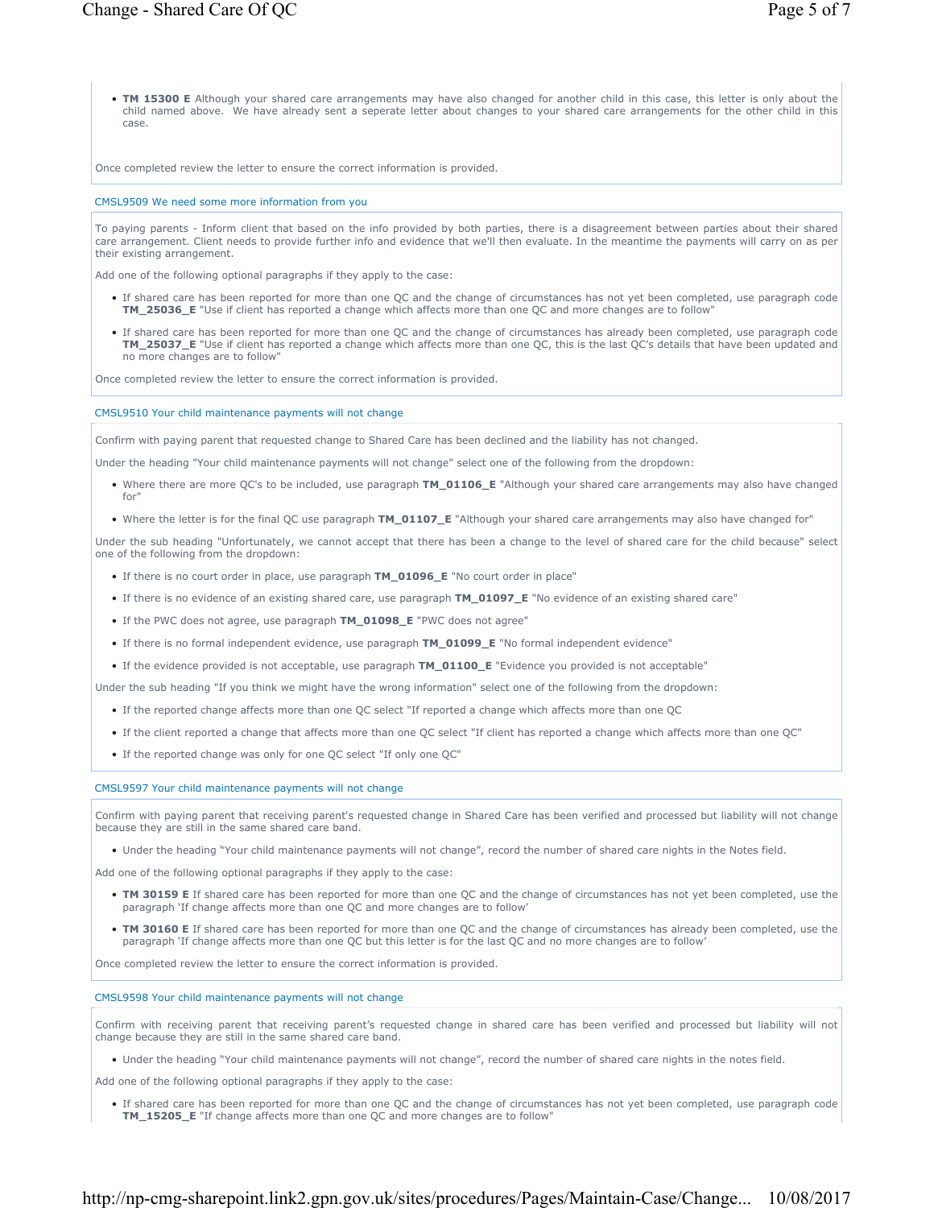- **TM 15300 E** Although your shared care arrangements may have also changed for another child in this case, this letter is only about the child named above. We have already sent a seperate letter about changes to your shared care arrangements for the other child in this case.

Once completed review the letter to ensure the correct information is provided.

### CMSL9509 We need some more information from you

To paying parents - Inform client that based on the info provided by both parties, there is a disagreement between parties about their shared care arrangement. Client needs to provide further info and evidence that we'll then evaluate. In the meantime the payments will carry on as per their existing arrangement.

Add one of the following optional paragraphs if they apply to the case:

- If shared care has been reported for more than one QC and the change of circumstances has not yet been completed, use paragraph code **TM_25036_E** "Use if client has reported a change which affects more than one QC and more changes are to follow"
- If shared care has been reported for more than one QC and the change of circumstances has already been completed, use paragraph code **TM_25037_E** "Use if client has reported a change which affects more than one QC, this is the last QC's details that have been updated and no more changes are to follow"

Once completed review the letter to ensure the correct information is provided.

### CMSL9510 Your child maintenance payments will not change

Confirm with paying parent that requested change to Shared Care has been declined and the liability has not changed.

Under the heading "Your child maintenance payments will not change" select one of the following from the dropdown:

- Where there are more QC's to be included, use paragraph **TM_01106_E** "Although your shared care arrangements may also have changed for"
- Where the letter is for the final QC use paragraph **TM_01107_E** "Although your shared care arrangements may also have changed for"

Under the sub heading "Unfortunately, we cannot accept that there has been a change to the level of shared care for the child because" select one of the following from the dropdown:

- If there is no court order in place, use paragraph **TM_01096_E** "No court order in place"
- If there is no evidence of an existing shared care, use paragraph **TM_01097_E** "No evidence of an existing shared care"
- If the PWC does not agree, use paragraph **TM_01098_E** "PWC does not agree"
- If there is no formal independent evidence, use paragraph **TM_01099_E** "No formal independent evidence"
- If the evidence provided is not acceptable, use paragraph **TM_01100_E** "Evidence you provided is not acceptable"

Under the sub heading "If you think we might have the wrong information" select one of the following from the dropdown:

- If the reported change affects more than one QC select "If reported a change which affects more than one QC
- If the client reported a change that affects more than one QC select "If client has reported a change which affects more than one QC"
- If the reported change was only for one QC select "If only one QC"

### CMSL9597 Your child maintenance payments will not change

Confirm with paying parent that receiving parent's requested change in Shared Care has been verified and processed but liability will not change because they are still in the same shared care band.

- Under the heading "Your child maintenance payments will not change", record the number of shared care nights in the Notes field.

Add one of the following optional paragraphs if they apply to the case:

- **TM 30159 E** If shared care has been reported for more than one QC and the change of circumstances has not yet been completed, use the paragraph 'If change affects more than one QC and more changes are to follow'
- **TM 30160 E** If shared care has been reported for more than one QC and the change of circumstances has already been completed, use the paragraph 'If change affects more than one QC but this letter is for the last QC and no more changes are to follow'

Once completed review the letter to ensure the correct information is provided.

### CMSL9598 Your child maintenance payments will not change

Confirm with receiving parent that receiving parent's requested change in shared care has been verified and processed but liability will not change because they are still in the same shared care band.

- Under the heading "Your child maintenance payments will not change", record the number of shared care nights in the notes field.

Add one of the following optional paragraphs if they apply to the case:

- If shared care has been reported for more than one QC and the change of circumstances has not yet been completed, use paragraph code **TM_15205_E** "If change affects more than one QC and more changes are to follow"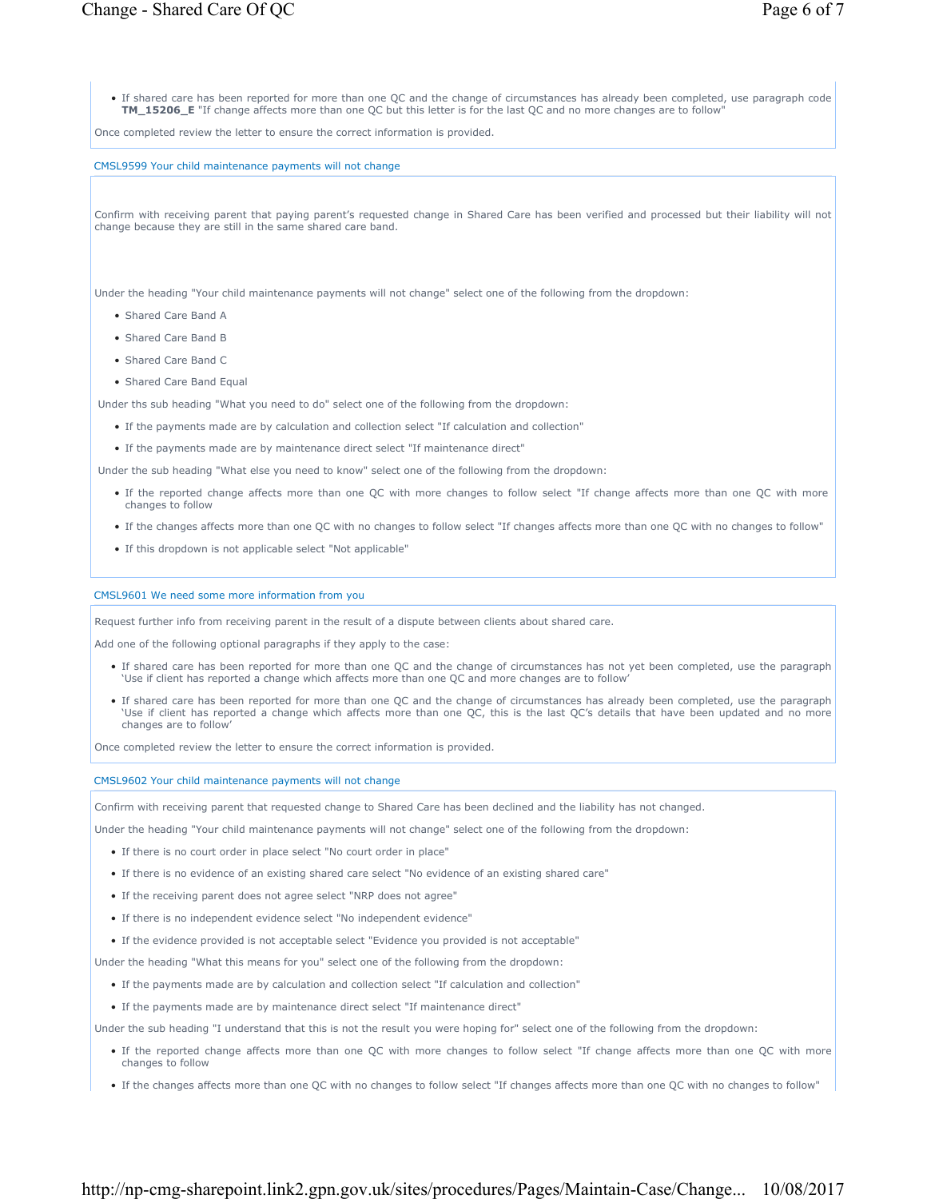- If shared care has been reported for more than one QC and the change of circumstances has already been completed, use paragraph code **TM_15206_E** "If change affects more than one QC but this letter is for the last QC and no more changes are to follow"

Once completed review the letter to ensure the correct information is provided.

### CMSL9599 Your child maintenance payments will not change

Confirm with receiving parent that paying parent's requested change in Shared Care has been verified and processed but their liability will not change because they are still in the same shared care band.

Under the heading "Your child maintenance payments will not change" select one of the following from the dropdown:

- Shared Care Band A
- Shared Care Band B
- Shared Care Band C
- Shared Care Band Equal

Under ths sub heading "What you need to do" select one of the following from the dropdown:

- If the payments made are by calculation and collection select "If calculation and collection"
- If the payments made are by maintenance direct select "If maintenance direct"

Under the sub heading "What else you need to know" select one of the following from the dropdown:

- If the reported change affects more than one QC with more changes to follow select "If change affects more than one QC with more changes to follow
- If the changes affects more than one QC with no changes to follow select "If changes affects more than one QC with no changes to follow"
- If this dropdown is not applicable select "Not applicable"

### CMSL9601 We need some more information from you

Request further info from receiving parent in the result of a dispute between clients about shared care.

Add one of the following optional paragraphs if they apply to the case:

- If shared care has been reported for more than one QC and the change of circumstances has not yet been completed, use the paragraph 'Use if client has reported a change which affects more than one QC and more changes are to follow'
- If shared care has been reported for more than one QC and the change of circumstances has already been completed, use the paragraph 'Use if client has reported a change which affects more than one QC, this is the last QC's details that have been updated and no more changes are to follow'

Once completed review the letter to ensure the correct information is provided.

### CMSL9602 Your child maintenance payments will not change

Confirm with receiving parent that requested change to Shared Care has been declined and the liability has not changed.

Under the heading "Your child maintenance payments will not change" select one of the following from the dropdown:

- If there is no court order in place select "No court order in place"
- If there is no evidence of an existing shared care select "No evidence of an existing shared care"
- If the receiving parent does not agree select "NRP does not agree"
- If there is no independent evidence select "No independent evidence"
- If the evidence provided is not acceptable select "Evidence you provided is not acceptable"

Under the heading "What this means for you" select one of the following from the dropdown:

- If the payments made are by calculation and collection select "If calculation and collection"
- If the payments made are by maintenance direct select "If maintenance direct"

Under the sub heading "I understand that this is not the result you were hoping for" select one of the following from the dropdown:

- If the reported change affects more than one QC with more changes to follow select "If change affects more than one QC with more changes to follow
- If the changes affects more than one QC with no changes to follow select "If changes affects more than one QC with no changes to follow"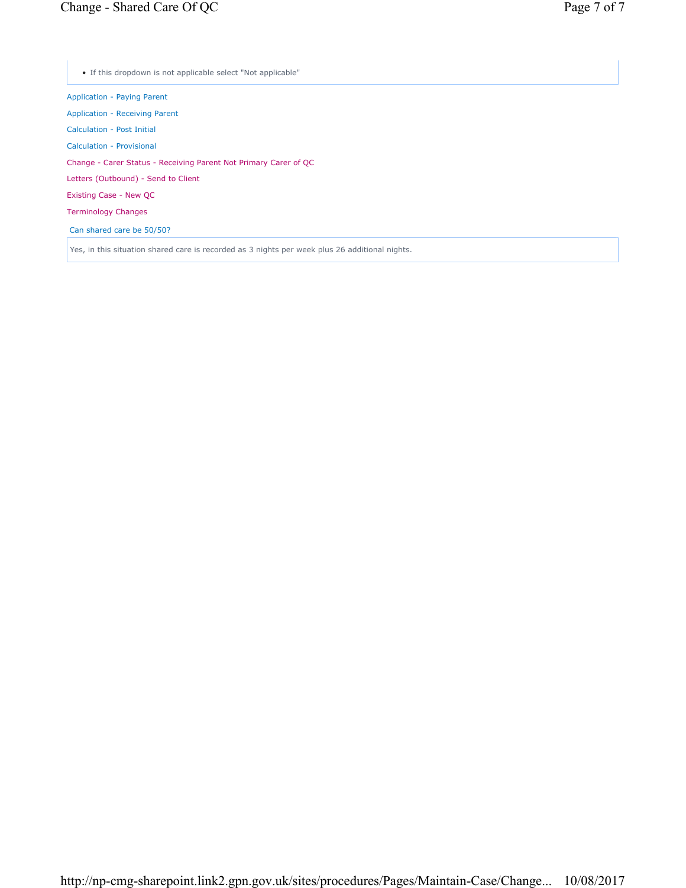- If this dropdown is not applicable select "Not applicable"

Application - Paying Parent

Application - Receiving Parent

Calculation - Post Initial

Calculation - Provisional

Change - Carer Status - Receiving Parent Not Primary Carer of QC

Letters (Outbound) - Send to Client

Existing Case - New QC

Terminology Changes

Can shared care be 50/50?

Yes, in this situation shared care is recorded as 3 nights per week plus 26 additional nights.